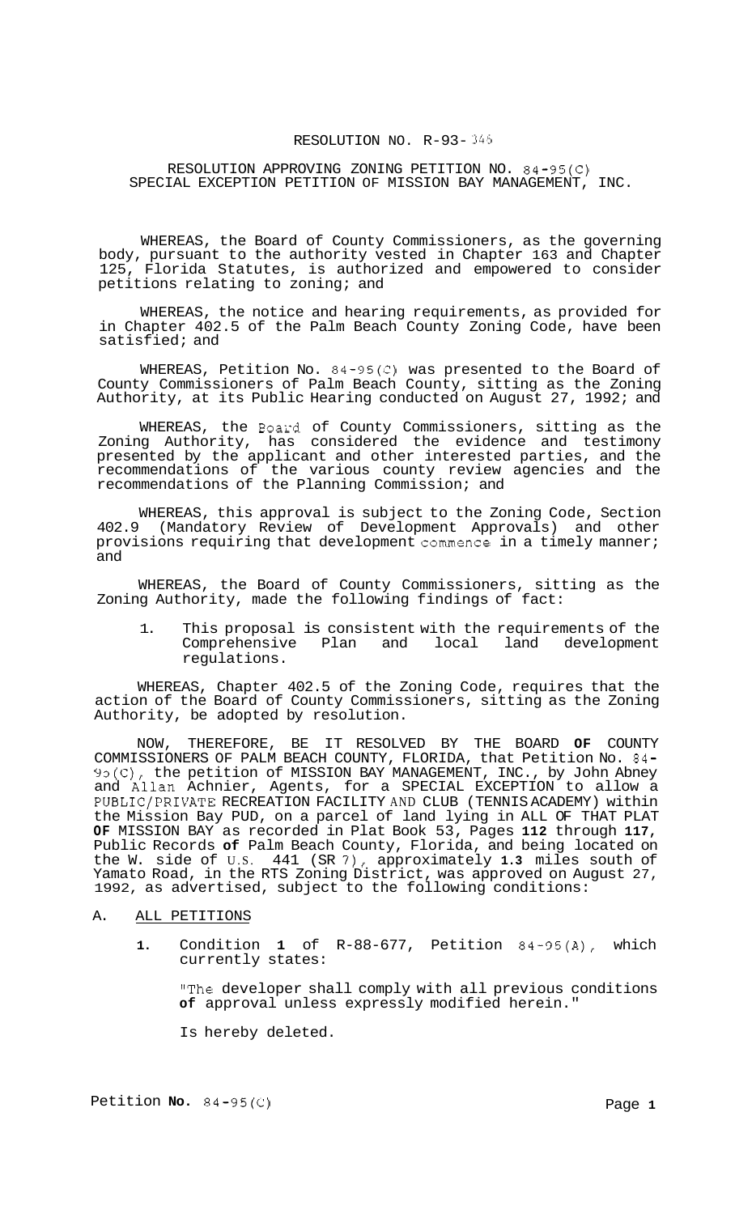# RESOLUTION NO. R-93-345

## RESOLUTION APPROVING ZONING PETITION NO. 84-95(C) SPECIAL EXCEPTION PETITION OF MISSION BAY MANAGEMENT, INC.

WHEREAS, the Board of County Commissioners, as the governing body, pursuant to the authority vested in Chapter 163 and Chapter 125, Florida Statutes, is authorized and empowered to consider petitions relating to zoning; and

WHEREAS, the notice and hearing requirements, as provided for in Chapter 402.5 of the Palm Beach County Zoning Code, have been satisfied; and

WHEREAS, Petition No. 84-95(C) was presented to the Board of County Commissioners of Palm Beach County, sitting as the Zoning Authority, at its Public Hearing conducted on August 27, 1992; and

WHEREAS, the Board of County Commissioners, sitting as the Zoning Authority, has considered the evidence and testimony presented by the applicant and other interested parties, and the recommendations of the various county review agencies and the recommendations of the Planning Commission; and

WHEREAS, this approval is subject to the Zoning Code, Section 402.9 (Mandatory Review of Development Approvals) and other provisions requiring that development commence in a timely manner; and

WHEREAS, the Board of County Commissioners, sitting as the Zoning Authority, made the following findings of fact:

1. This proposal is consistent with the requirements of the Comprehensive Plan and local land development regulations.

WHEREAS, Chapter 402.5 of the Zoning Code, requires that the action of the Board of County Commissioners, sitting as the Zoning Authority, be adopted by resolution.

NOW, THEREFORE, BE IT RESOLVED BY THE BOARD **OF** COUNTY COMMISSIONERS OF PALM BEACH COUNTY, FLORIDA, that Petition No. 84-95(C), the petition of MISSION BAY MANAGEMENT, INC., by John Abney and Allan Achnier, Agents, for a SPECIAL EXCEPTION to allow a PUBLIC/PRIVATE RECREATION FACILITY AND CLUB (TENNIS ACADEMY) within the Mission Bay PUD, on a parcel of land lying in ALL OF THAT PLAT **OF** MISSION BAY as recorded in Plat Book 53, Pages **112** through **117**, Public Records **of** Palm Beach County, Florida, and being located on the W. side of U.S. 441 (SR 7), approximately **1.3** miles south of Yamato Road, in the RTS Zoning District, was approved on August 27, 1992, as advertised, subject to the following conditions:

A. ALL PETITIONS

**1.** Condition **1** of R-88-677, Petition 84-95(A), which currently states:

"The developer shall comply with all previous conditions **of** approval unless expressly modified herein."

Is hereby deleted.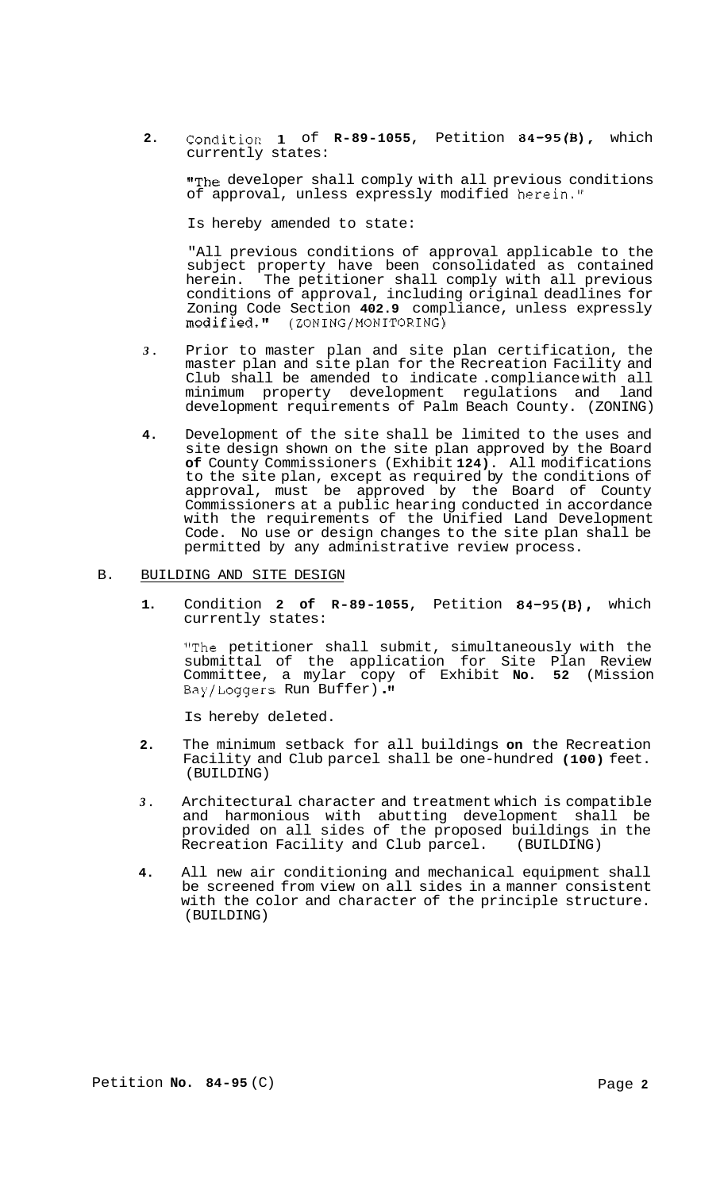2. Condition 1 of R-89-1055, Petition 84-95(B), which currently states:

   "The developer shall comply with all previous conditions of approval, unless expressly modified herein."

   Is hereby amended to state:

   "All previous conditions of approval applicable to the subject property have been consolidated as contained herein. The petitioner shall comply with all previous conditions of approval, including original deadlines for Zoning Code Section 402.9 compliance, unless expressly modified." (ZONING/MONITORING)

3. Prior to master plan and site plan certification, the master plan and site plan for the Recreation Facility and Club shall be amended to indicate compliance with all minimum property development regulations and land development requirements of Palm Beach County. (ZONING)

4. Development of the site shall be limited to the uses and site design shown on the site plan approved by the Board of County Commissioners (Exhibit 124). All modifications to the site plan, except as required by the conditions of approval, must be approved by the Board of County Commissioners at a public hearing conducted in accordance with the requirements of the Unified Land Development Code. No use or design changes to the site plan shall be permitted by any administrative review process.

B. BUILDING AND SITE DESIGN

1. Condition 2 of R-89-1055, Petition 84-95(B), which currently states:

   "The petitioner shall submit, simultaneously with the submittal of the application for Site Plan Review Committee, a mylar copy of Exhibit No. 52 (Mission Bay/Loggers Run Buffer)."

   Is hereby deleted.

2. The minimum setback for all buildings on the Recreation Facility and Club parcel shall be one-hundred (100) feet. (BUILDING)

3. Architectural character and treatment which is compatible and harmonious with abutting development shall be provided on all sides of the proposed buildings in the Recreation Facility and Club parcel. (BUILDING)

4. All new air conditioning and mechanical equipment shall be screened from view on all sides in a manner consistent with the color and character of the principle structure. (BUILDING)

Petition No. 84-95 (C)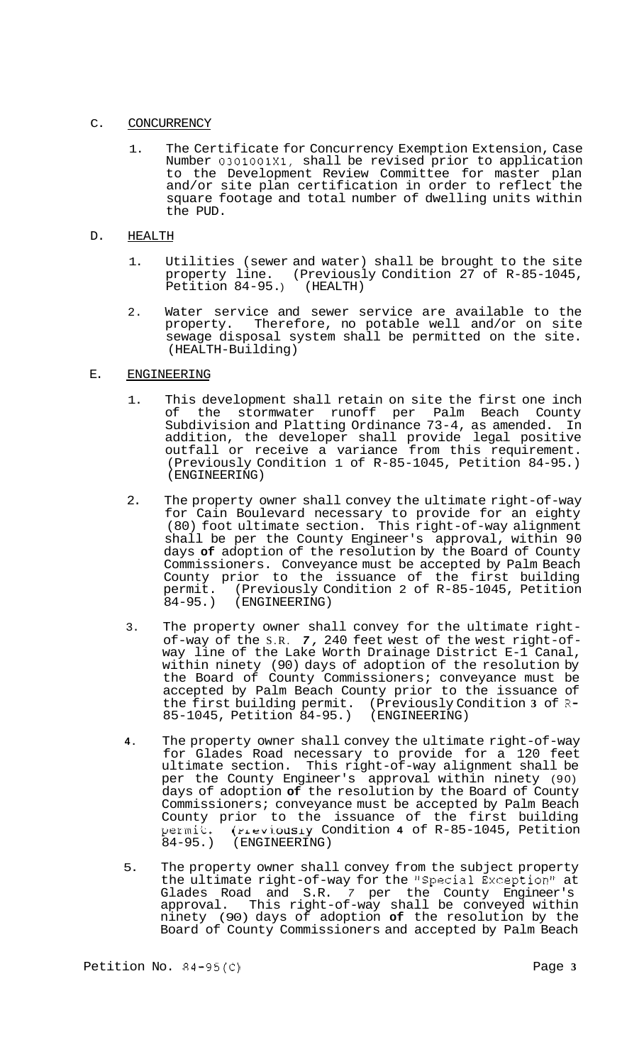C. CONCURRENCY

1. The Certificate for Concurrency Exemption Extension, Case Number 0301001X1, shall be revised prior to application to the Development Review Committee for master plan and/or site plan certification in order to reflect the square footage and total number of dwelling units within the PUD.

D. HEALTH

1. Utilities (sewer and water) shall be brought to the site property line. (Previously Condition 27 of R-85-1045, Petition 84-95.) (HEALTH)

2. Water service and sewer service are available to the property. Therefore, no potable well and/or on site sewage disposal system shall be permitted on the site. (HEALTH-Building)

E. ENGINEERING

1. This development shall retain on site the first one inch of the stormwater runoff per Palm Beach County Subdivision and Platting Ordinance 73-4, as amended. In addition, the developer shall provide legal positive outfall or receive a variance from this requirement. (Previously Condition 1 of R-85-1045, Petition 84-95.) (ENGINEERING)

2. The property owner shall convey the ultimate right-of-way for Cain Boulevard necessary to provide for an eighty (80) foot ultimate section. This right-of-way alignment shall be per the County Engineer's approval, within 90 days of adoption of the resolution by the Board of County Commissioners. Conveyance must be accepted by Palm Beach County prior to the issuance of the first building permit. (Previously Condition 2 of R-85-1045, Petition 84-95.) (ENGINEERING)

3. The property owner shall convey for the ultimate right-of-way of the S.R. 7, 240 feet west of the west right-of-way line of the Lake Worth Drainage District E-1 Canal, within ninety (90) days of adoption of the resolution by the Board of County Commissioners; conveyance must be accepted by Palm Beach County prior to the issuance of the first building permit. (Previously Condition 3 of R-85-1045, Petition 84-95.) (ENGINEERING)

4. The property owner shall convey the ultimate right-of-way for Glades Road necessary to provide for a 120 feet ultimate section. This right-of-way alignment shall be per the County Engineer's approval within ninety (90) days of adoption of the resolution by the Board of County Commissioners; conveyance must be accepted by Palm Beach County prior to the issuance of the first building permit. (Previously Condition 4 of R-85-1045, Petition 84-95.) (ENGINEERING)

5. The property owner shall convey from the subject property the ultimate right-of-way for the "Special Exception" at Glades Road and S.R. 7 per the County Engineer's approval. This right-of-way shall be conveyed within ninety (90) days of adoption of the resolution by the Board of County Commissioners and accepted by Palm Beach

Petition No. 84-95(C)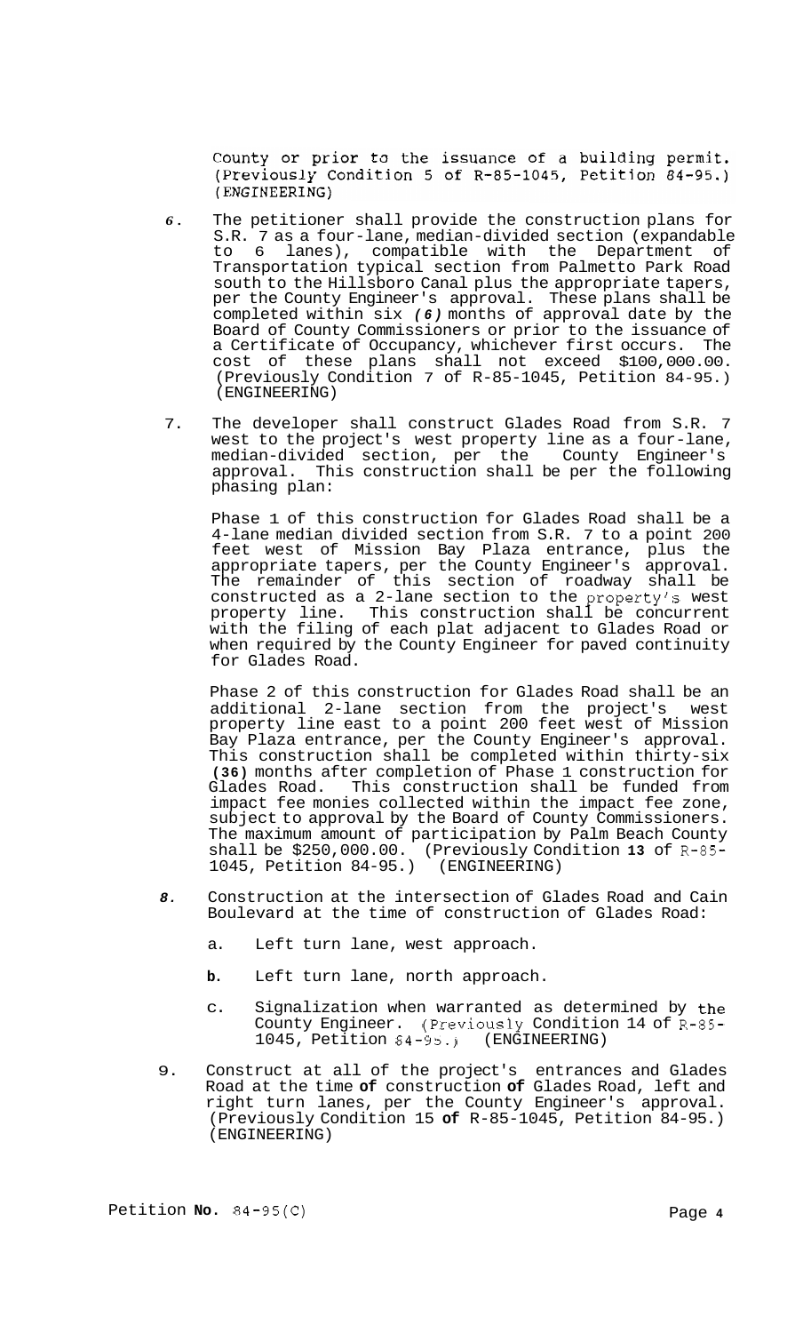County or prior to the issuance of a building permit. (Previously Condition 5 of R-85-1045, Petition 84-95.) (ENGINEERING)

6. The petitioner shall provide the construction plans for S.R. 7 as a four-lane, median-divided section (expandable to 6 lanes), compatible with the Department of Transportation typical section from Palmetto Park Road south to the Hillsboro Canal plus the appropriate tapers, per the County Engineer's approval. These plans shall be completed within six *(6)* months of approval date by the Board of County Commissioners or prior to the issuance of a Certificate of Occupancy, whichever first occurs. The cost of these plans shall not exceed $100,000.00. (Previously Condition 7 of R-85-1045, Petition 84-95.) (ENGINEERING)

7. The developer shall construct Glades Road from S.R. 7 west to the project's west property line as a four-lane, median-divided section, per the County Engineer's approval. This construction shall be per the following phasing plan:

   Phase 1 of this construction for Glades Road shall be a 4-lane median divided section from S.R. 7 to a point 200 feet west of Mission Bay Plaza entrance, plus the appropriate tapers, per the County Engineer's approval. The remainder of this section of roadway shall be constructed as a 2-lane section to the property's west property line. This construction shall be concurrent with the filing of each plat adjacent to Glades Road or when required by the County Engineer for paved continuity for Glades Road.

   Phase 2 of this construction for Glades Road shall be an additional 2-lane section from the project's west property line east to a point 200 feet west of Mission Bay Plaza entrance, per the County Engineer's approval. This construction shall be completed within thirty-six **(36)** months after completion of Phase 1 construction for Glades Road. This construction shall be funded from impact fee monies collected within the impact fee zone, subject to approval by the Board of County Commissioners. The maximum amount of participation by Palm Beach County shall be $250,000.00. (Previously Condition **13** of R-85-1045, Petition 84-95.) (ENGINEERING)

8. Construction at the intersection of Glades Road and Cain Boulevard at the time of construction of Glades Road:

   a. Left turn lane, west approach.

   **b**. Left turn lane, north approach.

   c. Signalization when warranted as determined by the County Engineer. (Previously Condition 14 of R-85-1045, Petition 84-95.) (ENGINEERING)

9. Construct at all of the project's entrances and Glades Road at the time **of** construction **of** Glades Road, left and right turn lanes, per the County Engineer's approval. (Previously Condition 15 **of** R-85-1045, Petition 84-95.) (ENGINEERING)

Petition **No.** 84-95(C)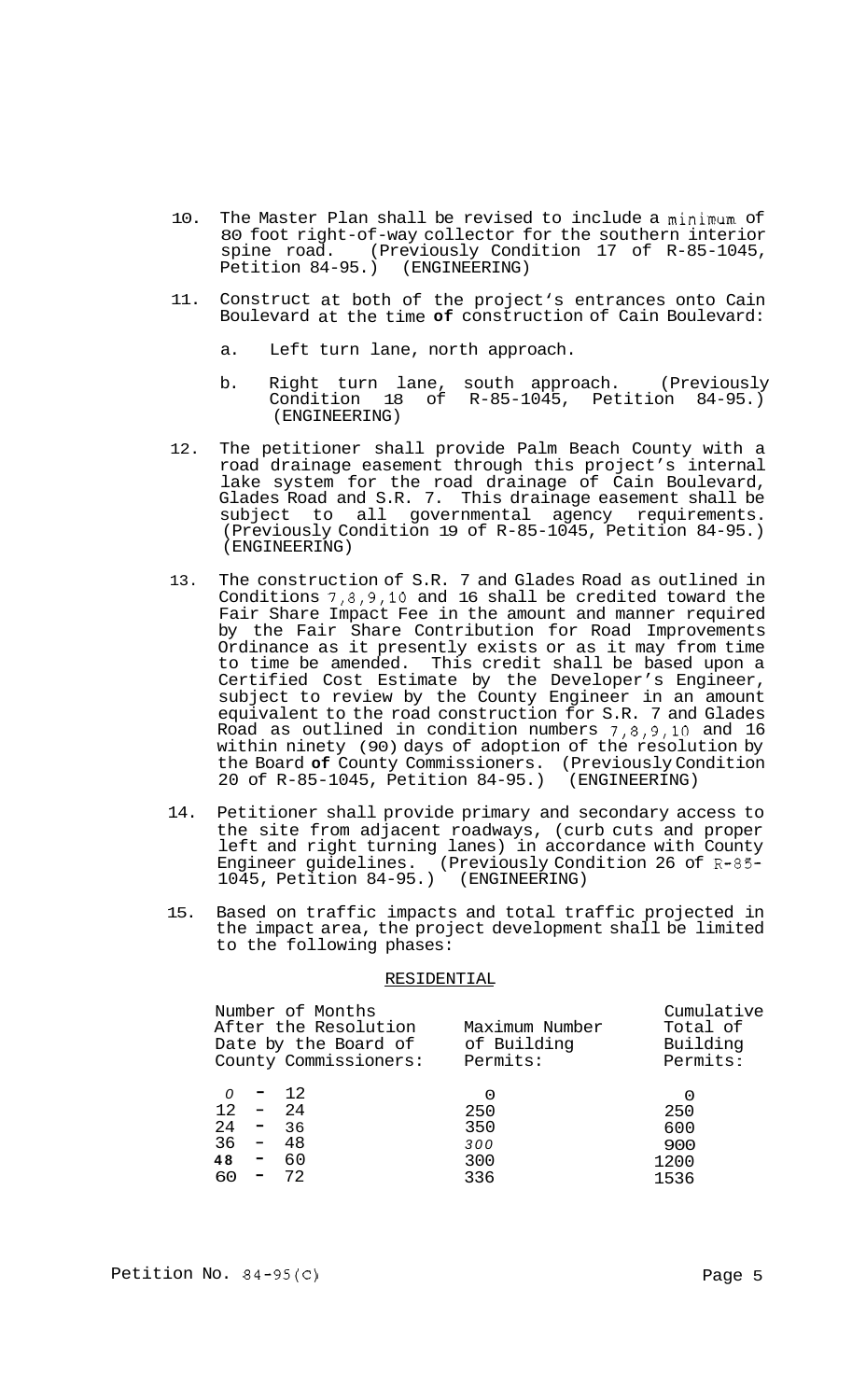10. The Master Plan shall be revised to include a minimum of 80 foot right-of-way collector for the southern interior spine road. (Previously Condition 17 of R-85-1045, Petition 84-95.) (ENGINEERING)

11. Construct at both of the project's entrances onto Cain Boulevard at the time of construction of Cain Boulevard:

    a. Left turn lane, north approach.

    b. Right turn lane, south approach. (Previously Condition 18 of R-85-1045, Petition 84-95.) (ENGINEERING)

12. The petitioner shall provide Palm Beach County with a road drainage easement through this project's internal lake system for the road drainage of Cain Boulevard, Glades Road and S.R. 7. This drainage easement shall be subject to all governmental agency requirements. (Previously Condition 19 of R-85-1045, Petition 84-95.) (ENGINEERING)

13. The construction of S.R. 7 and Glades Road as outlined in Conditions 7,8,9,10 and 16 shall be credited toward the Fair Share Impact Fee in the amount and manner required by the Fair Share Contribution for Road Improvements Ordinance as it presently exists or as it may from time to time be amended. This credit shall be based upon a Certified Cost Estimate by the Developer's Engineer, subject to review by the County Engineer in an amount equivalent to the road construction for S.R. 7 and Glades Road as outlined in condition numbers 7,8,9,10 and 16 within ninety (90) days of adoption of the resolution by the Board of County Commissioners. (Previously Condition 20 of R-85-1045, Petition 84-95.) (ENGINEERING)

14. Petitioner shall provide primary and secondary access to the site from adjacent roadways, (curb cuts and proper left and right turning lanes) in accordance with County Engineer guidelines. (Previously Condition 26 of R-85-1045, Petition 84-95.) (ENGINEERING)

15. Based on traffic impacts and total traffic projected in the impact area, the project development shall be limited to the following phases:

RESIDENTIAL

| Number of Months After the Resolution Date by the Board of County Commissioners: | Maximum Number of Building Permits: | Cumulative Total of Building Permits: |
|---|---|---|
| 0 - 12 | 0 | 0 |
| 12 - 24 | 250 | 250 |
| 24 - 36 | 350 | 600 |
| 36 - 48 | 300 | 900 |
| 48 - 60 | 300 | 1200 |
| 60 - 72 | 336 | 1536 |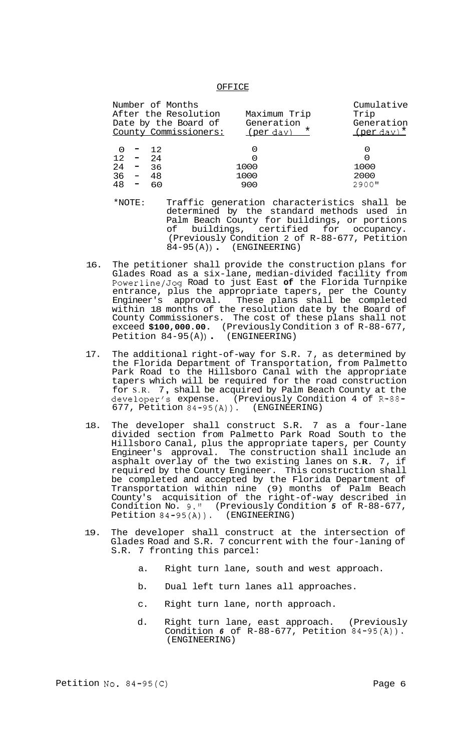OFFICE

| Number of Months After the Resolution Date by the Board of County Commissioners: | Maximum Trip Generation (per day) * | Cumulative Trip Generation (per day)* |
|---|---|---|
| 0 - 12 | 0 | 0 |
| 12 - 24 | 0 | 0 |
| 24 - 36 | 1000 | 1000 |
| 36 - 48 | 1000 | 2000 |
| 48 - 60 | 900 | 2900" |

*NOTE: Traffic generation characteristics shall be determined by the standard methods used in Palm Beach County for buildings, or portions of buildings, certified for occupancy. (Previously Condition 2 of R-88-677, Petition 84-95(A)). (ENGINEERING)

16. The petitioner shall provide the construction plans for Glades Road as a six-lane, median-divided facility from Powerline/Jog Road to just East **of** the Florida Turnpike entrance, plus the appropriate tapers, per the County Engineer's approval. These plans shall be completed within 18 months of the resolution date by the Board of County Commissioners. The cost of these plans shall not exceed **$100,000.00**. (Previously Condition **3** of R-88-677, Petition 84-95(A)). (ENGINEERING)

17. The additional right-of-way for S.R. 7, as determined by the Florida Department of Transportation, from Palmetto Park Road to the Hillsboro Canal with the appropriate tapers which will be required for the road construction for S.R. 7, shall be acquired by Palm Beach County at the developer's expense. (Previously Condition 4 of R-88-677, Petition 84-95(A)). (ENGINEERING)

18. The developer shall construct S.R. 7 as a four-lane divided section from Palmetto Park Road South to the Hillsboro Canal, plus the appropriate tapers, per County Engineer's approval. The construction shall include an asphalt overlay of the two existing lanes on **S.R.** 7, if required by the County Engineer. This construction shall be completed and accepted by the Florida Department of Transportation within nine (9) months of Palm Beach County's acquisition of the right-of-way described in Condition No. 9." (Previously Condition *5* of R-88-677, Petition 84-95(A)). (ENGINEERING)

19. The developer shall construct at the intersection of Glades Road and S.R. 7 concurrent with the four-laning of S.R. 7 fronting this parcel:

    a. Right turn lane, south and west approach.

    b. Dual left turn lanes all approaches.

    c. Right turn lane, north approach.

    d. Right turn lane, east approach. (Previously Condition *6* of R-88-677, Petition 84-95(A)). (ENGINEERING)

Petition No. 84-95(C)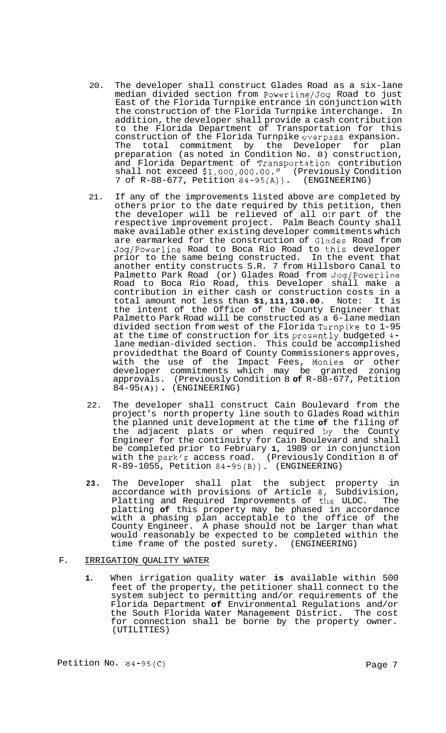20. The developer shall construct Glades Road as a six-lane median divided section from Powerline/Jog Road to just East of the Florida Turnpike entrance in conjunction with the construction of the Florida Turnpike interchange. In addition, the developer shall provide a cash contribution to the Florida Department of Transportation for this construction of the Florida Turnpike overpass expansion. The total commitment by the Developer for plan preparation (as noted in Condition No. 8) construction, and Florida Department of Transportation contribution shall not exceed $1,000,000.00." (Previously Condition 7 of R-88-677, Petition 84-95(A)). (ENGINEERING)

21. If any of the improvements listed above are completed by others prior to the date required by this petition, then the developer will be relieved of all or part of the respective improvement project. Palm Beach County shall make available other existing developer commitments which are earmarked for the construction of Glades Road from Jog/Powerline Road to Boca Rio Road to this developer prior to the same being constructed. In the event that another entity constructs S.R. 7 from Hillsboro Canal to Palmetto Park Road (or) Glades Road from Jog/Powerline Road to Boca Rio Road, this Developer shall make a contribution in either cash or construction costs in a total amount not less than **$1,111,130.00**. Note: It is the intent of the Office of the County Engineer that Palmetto Park Road will be constructed as a 6-lane median divided section from west of the Florida Turnpike to 1-95 at the time of construction for its presently budgeted 4-lane median-divided section. This could be accomplished providedthat the Board of County Commissioners approves, with the use of the Impact Fees, Monies or other developer commitments which may be granted zoning approvals. (Previously Condition 8 **of** R-88-677, Petition 84-95**(A))**. (ENGINEERING)

22. The developer shall construct Cain Boulevard from the project's north property line south to Glades Road within the planned unit development at the time **of** the filing of the adjacent plats or when required by the County Engineer for the continuity for Cain Boulevard and shall be completed prior to February **1**, 1989 or in conjunction with the park's access road. (Previously Condition 8 of R-89-1055, Petition 84-95(B)). (ENGINEERING)

23. The Developer shall plat the subject property in accordance with provisions of Article 8, Subdivision, Platting and Required Improvements of the ULDC. The platting **of** this property may be phased in accordance with a phasing plan acceptable to the office of the County Engineer. A phase should not be larger than what would reasonably be expected to be completed within the time frame of the posted surety. (ENGINEERING)

F. IRRIGATION QUALITY WATER

1. When irrigation quality water **is** available within 500 feet of the property, the petitioner shall connect to the system subject to permitting and/or requirements of the Florida Department **of** Environmental Regulations and/or the South Florida Water Management District. The cost for connection shall be borne by the property owner. (UTILITIES)

Petition No. 84-95(C)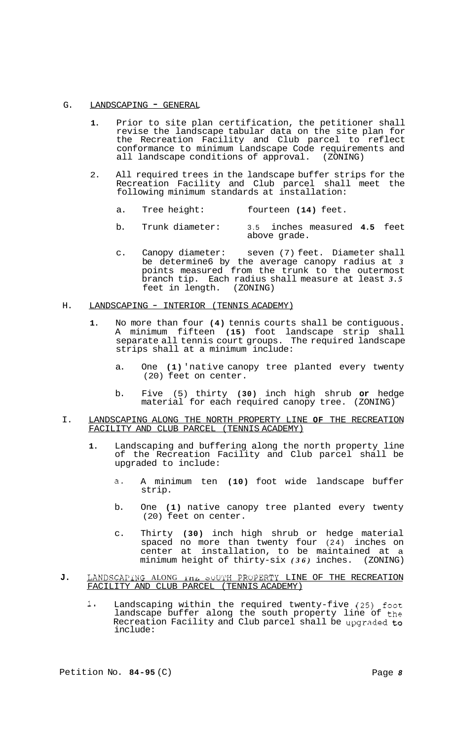G. LANDSCAPING - GENERAL

1. Prior to site plan certification, the petitioner shall revise the landscape tabular data on the site plan for the Recreation Facility and Club parcel to reflect conformance to minimum Landscape Code requirements and all landscape conditions of approval. (ZONING)

2. All required trees in the landscape buffer strips for the Recreation Facility and Club parcel shall meet the following minimum standards at installation:

   a. Tree height: fourteen **(14)** feet.

   b. Trunk diameter: 3.5 inches measured **4.5** feet above grade.

   c. Canopy diameter: seven (7) feet. Diameter shall be determine6 by the average canopy radius at *3* points measured from the trunk to the outermost branch tip. Each radius shall measure at least *3.5* feet in length. (ZONING)

H. LANDSCAPING - INTERIOR (TENNIS ACADEMY)

1. No more than four **(4)** tennis courts shall be contiguous. A minimum fifteen **(15)** foot landscape strip shall separate all tennis court groups. The required landscape strips shall at a minimum include:

   a. One **(1)** 'native canopy tree planted every twenty (20) feet on center.

   b. Five (5) thirty **(30)** inch high shrub **or** hedge material for each required canopy tree. (ZONING)

I. LANDSCAPING ALONG THE NORTH PROPERTY LINE **OF** THE RECREATION FACILITY AND CLUB PARCEL (TENNIS ACADEMY)

1. Landscaping and buffering along the north property line of the Recreation Facility and Club parcel shall be upgraded to include:

   a. A minimum ten **(10)** foot wide landscape buffer strip.

   b. One **(1)** native canopy tree planted every twenty (20) feet on center.

   c. Thirty **(30)** inch high shrub or hedge material spaced no more than twenty four (24) inches on center at installation, to be maintained at a minimum height of thirty-six *(36)* inches. (ZONING)

**J.** LANDSCAPING ALONG THE SOUTH PROPERTY LINE OF THE RECREATION FACILITY AND CLUB PARCEL (TENNIS ACADEMY)

1. Landscaping within the required twenty-five (25) foot landscape buffer along the south property line of the Recreation Facility and Club parcel shall be upgraded to include:

Petition No. **84-95** (C)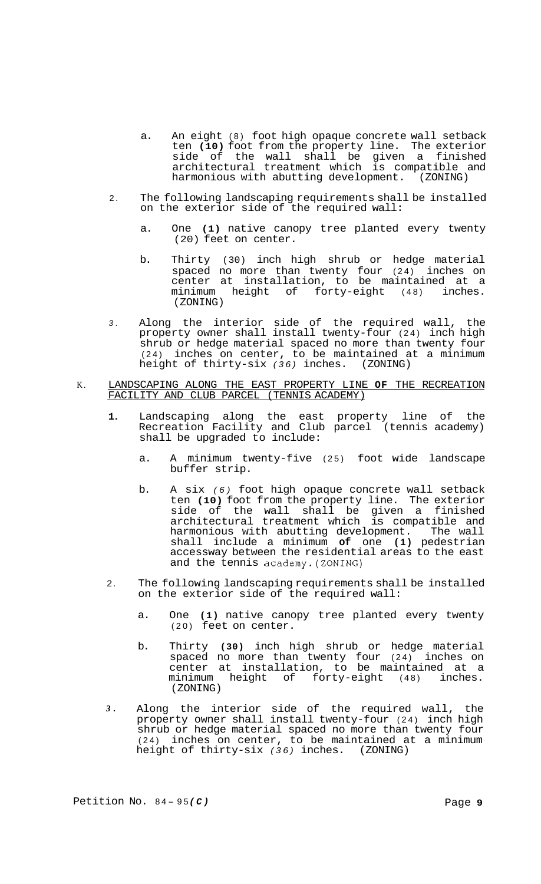a. An eight (8) foot high opaque concrete wall setback ten **(10)** foot from the property line. The exterior side of the wall shall be given a finished architectural treatment which is compatible and harmonious with abutting development. (ZONING)

2. The following landscaping requirements shall be installed on the exterior side of the required wall:

   a. One **(1)** native canopy tree planted every twenty (20) feet on center.

   b. Thirty (30) inch high shrub or hedge material spaced no more than twenty four (24) inches on center at installation, to be maintained at a minimum height of forty-eight (48) inches. (ZONING)

3. Along the interior side of the required wall, the property owner shall install twenty-four (24) inch high shrub or hedge material spaced no more than twenty four (24) inches on center, to be maintained at a minimum height of thirty-six *(36)* inches. (ZONING)

K. <u>LANDSCAPING ALONG THE EAST PROPERTY LINE **OF** THE RECREATION FACILITY AND CLUB PARCEL (TENNIS ACADEMY)</u>

1. Landscaping along the east property line of the Recreation Facility and Club parcel (tennis academy) shall be upgraded to include:

   a. A minimum twenty-five (25) foot wide landscape buffer strip.

   b. A six *(6)* foot high opaque concrete wall setback ten **(10)** foot from the property line. The exterior side of the wall shall be given a finished architectural treatment which is compatible and harmonious with abutting development. The wall shall include a minimum **of** one **(1)** pedestrian accessway between the residential areas to the east and the tennis academy. (ZONING)

2. The following landscaping requirements shall be installed on the exterior side of the required wall:

   a. One **(1)** native canopy tree planted every twenty (20) feet on center.

   b. Thirty **(30)** inch high shrub or hedge material spaced no more than twenty four (24) inches on center at installation, to be maintained at a minimum height of forty-eight (48) inches. (ZONING)

3. Along the interior side of the required wall, the property owner shall install twenty-four (24) inch high shrub or hedge material spaced no more than twenty four (24) inches on center, to be maintained at a minimum height of thirty-six *(36)* inches. (ZONING)

Petition No. 84-95*(C)*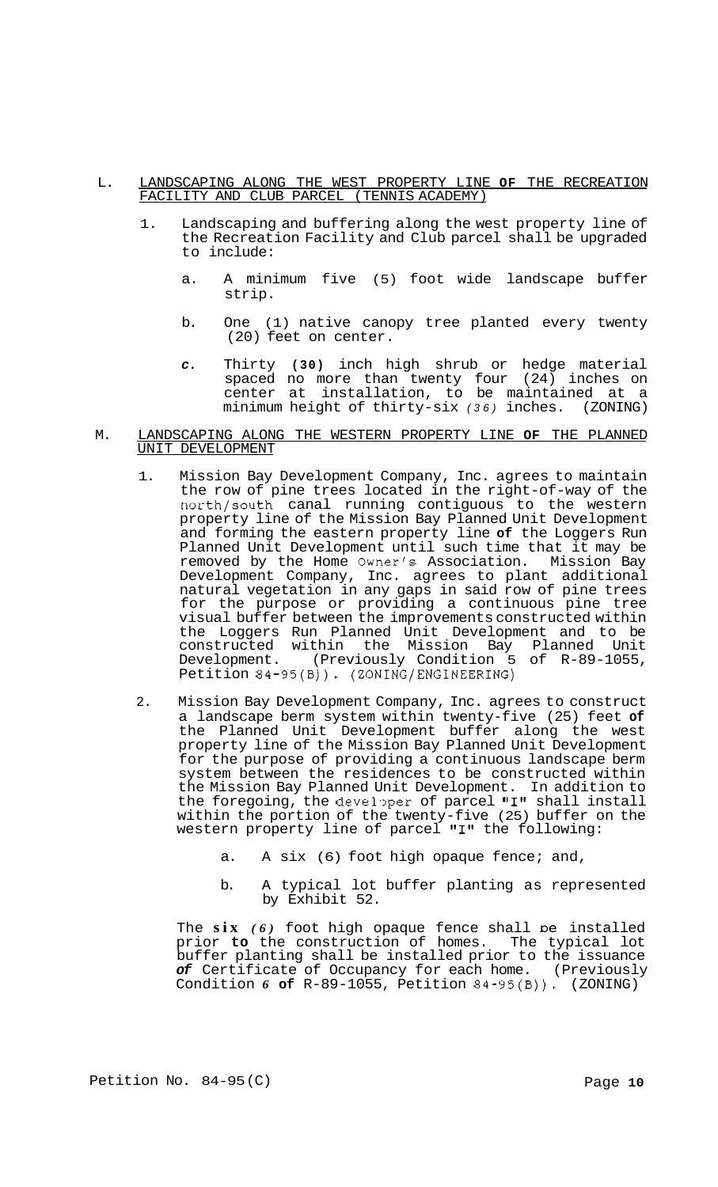L. <u>LANDSCAPING ALONG THE WEST PROPERTY LINE **OF** THE RECREATION FACILITY AND CLUB PARCEL (TENNIS ACADEMY)</u>

1. Landscaping and buffering along the west property line of the Recreation Facility and Club parcel shall be upgraded to include:

   a. A minimum five (5) foot wide landscape buffer strip.

   b. One (1) native canopy tree planted every twenty (20) feet on center.

   *c.* Thirty **(30)** inch high shrub or hedge material spaced no more than twenty four (24) inches on center at installation, to be maintained at a minimum height of thirty-six *(36)* inches. (ZONING)

M. <u>LANDSCAPING ALONG THE WESTERN PROPERTY LINE **OF** THE PLANNED UNIT DEVELOPMENT</u>

1. Mission Bay Development Company, Inc. agrees to maintain the row of pine trees located in the right-of-way of the north/south canal running contiguous to the western property line of the Mission Bay Planned Unit Development and forming the eastern property line **of** the Loggers Run Planned Unit Development until such time that it may be removed by the Home Owner's Association. Mission Bay Development Company, Inc. agrees to plant additional natural vegetation in any gaps in said row of pine trees for the purpose or providing a continuous pine tree visual buffer between the improvements constructed within the Loggers Run Planned Unit Development and to be constructed within the Mission Bay Planned Unit Development. (Previously Condition 5 of R-89-1055, Petition 84-95(B)). (ZONING/ENGINEERING)

2. Mission Bay Development Company, Inc. agrees to construct a landscape berm system within twenty-five (25) feet **of** the Planned Unit Development buffer along the west property line of the Mission Bay Planned Unit Development for the purpose of providing a continuous landscape berm system between the residences to be constructed within the Mission Bay Planned Unit Development. In addition to the foregoing, the developer of parcel "I" shall install within the portion of the twenty-five (25) buffer on the western property line of parcel "I" the following:

   a. A six (6) foot high opaque fence; and,

   b. A typical lot buffer planting as represented by Exhibit 52.

   The **six** *(6)* foot high opaque fence shall be installed prior **to** the construction of homes. The typical lot buffer planting shall be installed prior to the issuance ***of*** Certificate of Occupancy for each home. (Previously Condition *6* **of** R-89-1055, Petition 84-95(B)). (ZONING)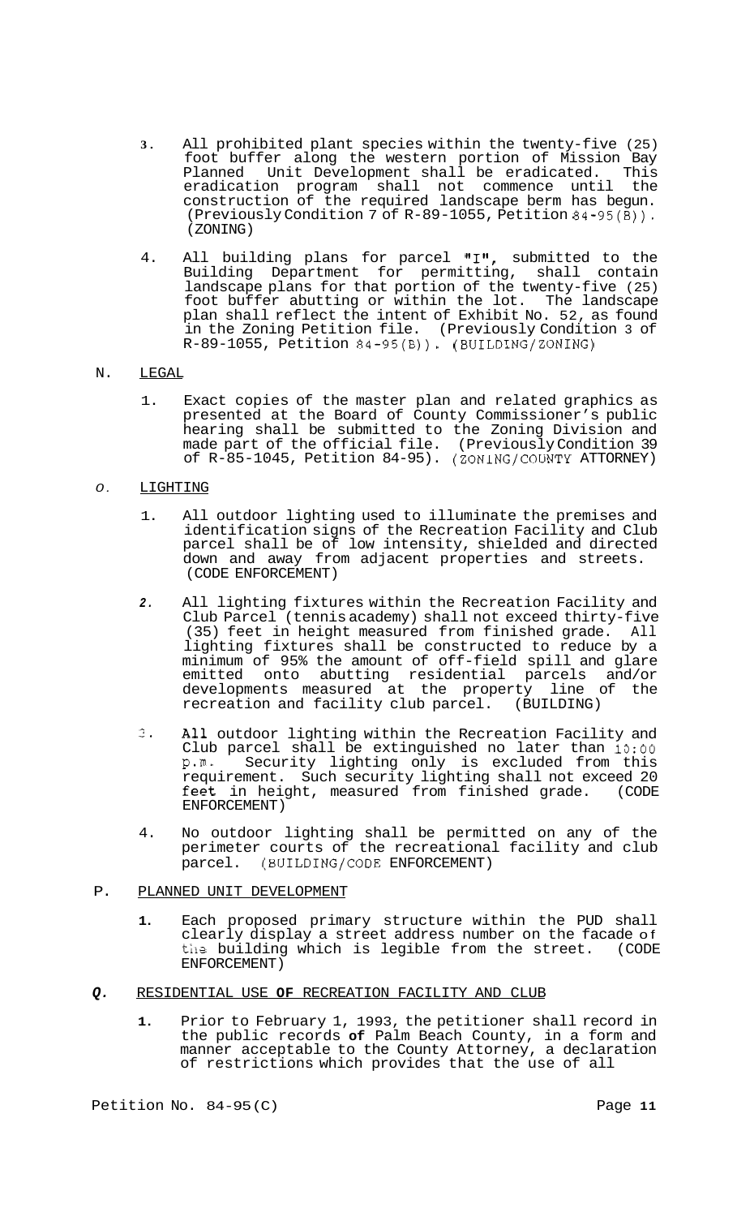3. All prohibited plant species within the twenty-five (25) foot buffer along the western portion of Mission Bay Planned Unit Development shall be eradicated. This eradication program shall not commence until the construction of the required landscape berm has begun. (Previously Condition 7 of R-89-1055, Petition 84-95(B)). (ZONING)

4. All building plans for parcel "I", submitted to the Building Department for permitting, shall contain landscape plans for that portion of the twenty-five (25) foot buffer abutting or within the lot. The landscape plan shall reflect the intent of Exhibit No. 52, as found in the Zoning Petition file. (Previously Condition 3 of R-89-1055, Petition 84-95(B)). (BUILDING/ZONING)

N. LEGAL

1. Exact copies of the master plan and related graphics as presented at the Board of County Commissioner's public hearing shall be submitted to the Zoning Division and made part of the official file. (Previously Condition 39 of R-85-1045, Petition 84-95). (ZONING/COUNTY ATTORNEY)

O. LIGHTING

1. All outdoor lighting used to illuminate the premises and identification signs of the Recreation Facility and Club parcel shall be of low intensity, shielded and directed down and away from adjacent properties and streets. (CODE ENFORCEMENT)

2. All lighting fixtures within the Recreation Facility and Club Parcel (tennis academy) shall not exceed thirty-five (35) feet in height measured from finished grade. All lighting fixtures shall be constructed to reduce by a minimum of 95% the amount of off-field spill and glare emitted onto abutting residential parcels and/or developments measured at the property line of the recreation and facility club parcel. (BUILDING)

3. All outdoor lighting within the Recreation Facility and Club parcel shall be extinguished no later than 10:00 p.m. Security lighting only is excluded from this requirement. Such security lighting shall not exceed 20 feet in height, measured from finished grade. (CODE ENFORCEMENT)

4. No outdoor lighting shall be permitted on any of the perimeter courts of the recreational facility and club parcel. (BUILDING/CODE ENFORCEMENT)

P. PLANNED UNIT DEVELOPMENT

1. Each proposed primary structure within the PUD shall clearly display a street address number on the facade of the building which is legible from the street. (CODE ENFORCEMENT)

Q. RESIDENTIAL USE OF RECREATION FACILITY AND CLUB

1. Prior to February 1, 1993, the petitioner shall record in the public records of Palm Beach County, in a form and manner acceptable to the County Attorney, a declaration of restrictions which provides that the use of all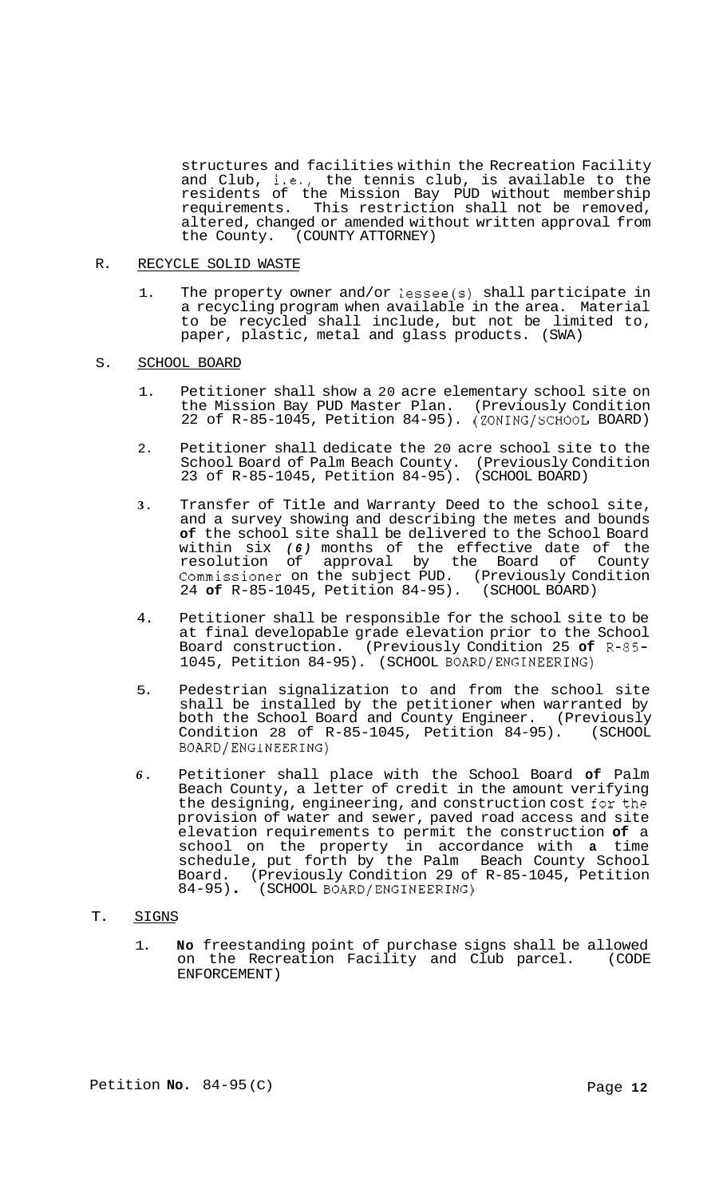structures and facilities within the Recreation Facility and Club, i.e., the tennis club, is available to the residents of the Mission Bay PUD without membership requirements. This restriction shall not be removed, altered, changed or amended without written approval from the County. (COUNTY ATTORNEY)

R. RECYCLE SOLID WASTE

1. The property owner and/or lessee(s) shall participate in a recycling program when available in the area. Material to be recycled shall include, but not be limited to, paper, plastic, metal and glass products. (SWA)

S. SCHOOL BOARD

1. Petitioner shall show a 20 acre elementary school site on the Mission Bay PUD Master Plan. (Previously Condition 22 of R-85-1045, Petition 84-95). (ZONING/SCHOOL BOARD)

2. Petitioner shall dedicate the 20 acre school site to the School Board of Palm Beach County. (Previously Condition 23 of R-85-1045, Petition 84-95). (SCHOOL BOARD)

3. Transfer of Title and Warranty Deed to the school site, and a survey showing and describing the metes and bounds **of** the school site shall be delivered to the School Board within six *(6)* months of the effective date of the resolution of approval by the Board of County Commissioner on the subject PUD. (Previously Condition 24 **of** R-85-1045, Petition 84-95). (SCHOOL BOARD)

4. Petitioner shall be responsible for the school site to be at final developable grade elevation prior to the School Board construction. (Previously Condition 25 **of** R-85-1045, Petition 84-95). (SCHOOL BOARD/ENGINEERING)

5. Pedestrian signalization to and from the school site shall be installed by the petitioner when warranted by both the School Board and County Engineer. (Previously Condition 28 of R-85-1045, Petition 84-95). (SCHOOL BOARD/ENGINEERING)

6. Petitioner shall place with the School Board **of** Palm Beach County, a letter of credit in the amount verifying the designing, engineering, and construction cost for the provision of water and sewer, paved road access and site elevation requirements to permit the construction **of** a school on the property in accordance with **a** time schedule, put forth by the Palm Beach County School Board. (Previously Condition 29 of R-85-1045, Petition 84-95). (SCHOOL BOARD/ENGINEERING)

T. SIGNS

1. **No** freestanding point of purchase signs shall be allowed on the Recreation Facility and Club parcel. (CODE ENFORCEMENT)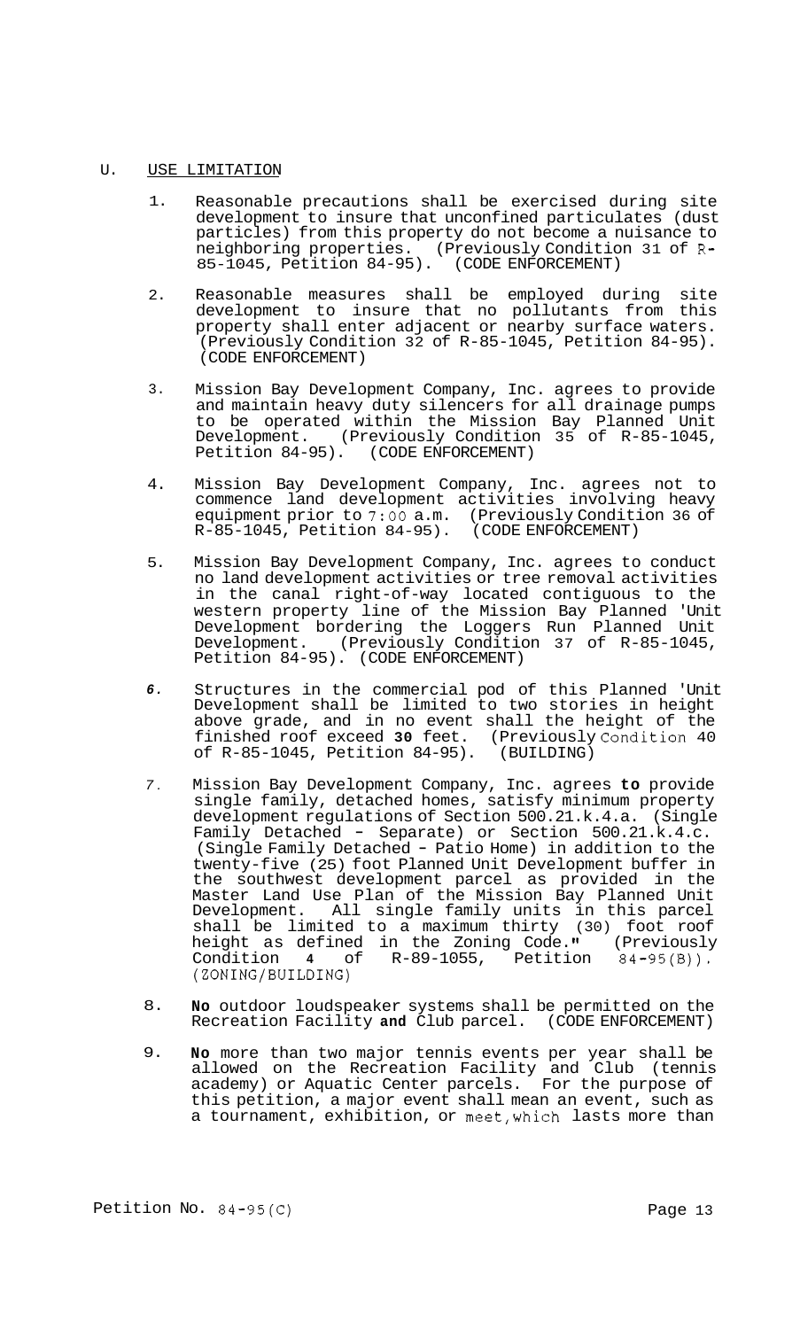## U. USE LIMITATION

1. Reasonable precautions shall be exercised during site development to insure that unconfined particulates (dust particles) from this property do not become a nuisance to neighboring properties. (Previously Condition 31 of R-85-1045, Petition 84-95). (CODE ENFORCEMENT)

2. Reasonable measures shall be employed during site development to insure that no pollutants from this property shall enter adjacent or nearby surface waters. (Previously Condition 32 of R-85-1045, Petition 84-95). (CODE ENFORCEMENT)

3. Mission Bay Development Company, Inc. agrees to provide and maintain heavy duty silencers for all drainage pumps to be operated within the Mission Bay Planned Unit Development. (Previously Condition 35 of R-85-1045, Petition 84-95). (CODE ENFORCEMENT)

4. Mission Bay Development Company, Inc. agrees not to commence land development activities involving heavy equipment prior to 7:00 a.m. (Previously Condition 36 of R-85-1045, Petition 84-95). (CODE ENFORCEMENT)

5. Mission Bay Development Company, Inc. agrees to conduct no land development activities or tree removal activities in the canal right-of-way located contiguous to the western property line of the Mission Bay Planned 'Unit Development bordering the Loggers Run Planned Unit Development. (Previously Condition 37 of R-85-1045, Petition 84-95). (CODE ENFORCEMENT)

6. Structures in the commercial pod of this Planned 'Unit Development shall be limited to two stories in height above grade, and in no event shall the height of the finished roof exceed **30** feet. (Previously Condition 40 of R-85-1045, Petition 84-95). (BUILDING)

7. Mission Bay Development Company, Inc. agrees **to** provide single family, detached homes, satisfy minimum property development regulations of Section 500.21.k.4.a. (Single Family Detached - Separate) or Section 500.21.k.4.c. (Single Family Detached - Patio Home) in addition to the twenty-five (25) foot Planned Unit Development buffer in the southwest development parcel as provided in the Master Land Use Plan of the Mission Bay Planned Unit Development. All single family units in this parcel shall be limited to a maximum thirty (30) foot roof height as defined in the Zoning Code." (Previously Condition **4** of R-89-1055, Petition 84-95(B)). (ZONING/BUILDING)

8. **No** outdoor loudspeaker systems shall be permitted on the Recreation Facility **and** Club parcel. (CODE ENFORCEMENT)

9. **No** more than two major tennis events per year shall be allowed on the Recreation Facility and Club (tennis academy) or Aquatic Center parcels. For the purpose of this petition, a major event shall mean an event, such as a tournament, exhibition, or meet, which lasts more than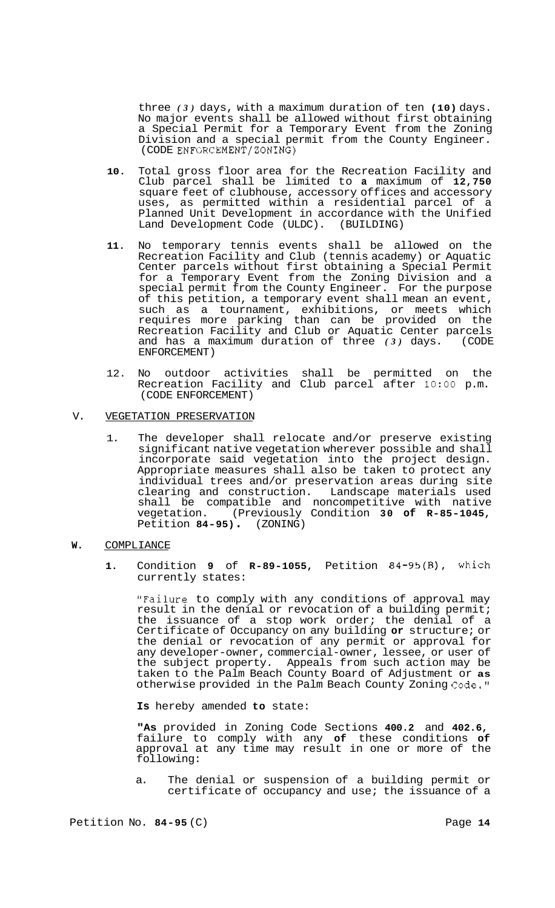three *(3)* days, with a maximum duration of ten **(10)** days. No major events shall be allowed without first obtaining a Special Permit for a Temporary Event from the Zoning Division and a special permit from the County Engineer. (CODE ENFORCEMENT/ZONING)

**10.** Total gross floor area for the Recreation Facility and Club parcel shall be limited to **a** maximum of **12,750** square feet of clubhouse, accessory offices and accessory uses, as permitted within a residential parcel of a Planned Unit Development in accordance with the Unified Land Development Code (ULDC). (BUILDING)

**11.** No temporary tennis events shall be allowed on the Recreation Facility and Club (tennis academy) or Aquatic Center parcels without first obtaining a Special Permit for a Temporary Event from the Zoning Division and a special permit from the County Engineer. For the purpose of this petition, a temporary event shall mean an event, such as a tournament, exhibitions, or meets which requires more parking than can be provided on the Recreation Facility and Club or Aquatic Center parcels and has a maximum duration of three *(3)* days. (CODE ENFORCEMENT)

12. No outdoor activities shall be permitted on the Recreation Facility and Club parcel after 10:00 p.m. (CODE ENFORCEMENT)

V. VEGETATION PRESERVATION

1. The developer shall relocate and/or preserve existing significant native vegetation wherever possible and shall incorporate said vegetation into the project design. Appropriate measures shall also be taken to protect any individual trees and/or preservation areas during site clearing and construction. Landscape materials used shall be compatible and noncompetitive with native vegetation. (Previously Condition **30 of R-85-1045**, Petition **84-95).** (ZONING)

**W.** COMPLIANCE

**1.** Condition **9** of **R-89-1055**, Petition 84-95(B), which currently states:

"Failure to comply with any conditions of approval may result in the denial or revocation of a building permit; the issuance of a stop work order; the denial of a Certificate of Occupancy on any building **or** structure; or the denial or revocation of any permit or approval for any developer-owner, commercial-owner, lessee, or user of the subject property. Appeals from such action may be taken to the Palm Beach County Board of Adjustment or **as** otherwise provided in the Palm Beach County Zoning Code."

**Is** hereby amended **to** state:

**"As** provided in Zoning Code Sections **400.2** and **402.6,** failure to comply with any **of** these conditions **of** approval at any time may result in one or more of the following:

a. The denial or suspension of a building permit or certificate of occupancy and use; the issuance of a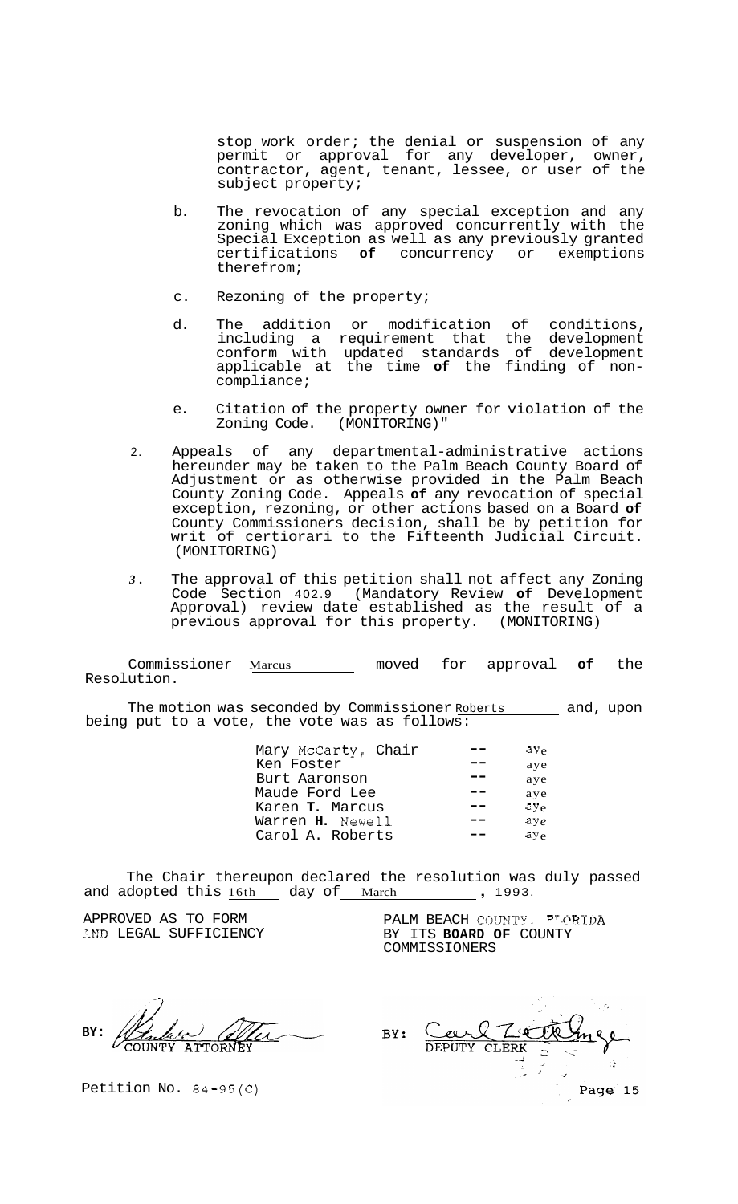stop work order; the denial or suspension of any permit or approval for any developer, owner, contractor, agent, tenant, lessee, or user of the subject property;

b. The revocation of any special exception and any zoning which was approved concurrently with the Special Exception as well as any previously granted certifications **of** concurrency or exemptions therefrom;

c. Rezoning of the property;

d. The addition or modification of conditions, including a requirement that the development conform with updated standards of development applicable at the time **of** the finding of non-compliance;

e. Citation of the property owner for violation of the Zoning Code. (MONITORING)"

2. Appeals of any departmental-administrative actions hereunder may be taken to the Palm Beach County Board of Adjustment or as otherwise provided in the Palm Beach County Zoning Code. Appeals **of** any revocation of special exception, rezoning, or other actions based on a Board **of** County Commissioners decision, shall be by petition for writ of certiorari to the Fifteenth Judicial Circuit. (MONITORING)

3. The approval of this petition shall not affect any Zoning Code Section 402.9 (Mandatory Review **of** Development Approval) review date established as the result of a previous approval for this property. (MONITORING)

Commissioner Marcus moved for approval **of** the Resolution.

The motion was seconded by Commissioner Roberts and, upon being put to a vote, the vote was as follows:

| | | |
|---|---|---|
| Mary McCarty, Chair | -- | aye |
| Ken Foster | -- | aye |
| Burt Aaronson | -- | aye |
| Maude Ford Lee | -- | aye |
| Karen **T.** Marcus | -- | aye |
| Warren **H.** Newell | -- | aye |
| Carol A. Roberts | -- | aye |

The Chair thereupon declared the resolution was duly passed and adopted this 16th day of March, 1993.

APPROVED AS TO FORM AND LEGAL SUFFICIENCY

PALM BEACH COUNTY, FLORIDA BY ITS **BOARD OF** COUNTY COMMISSIONERS

**BY:** COUNTY ATTORNEY

BY: DEPUTY CLERK

Petition No. 84-95(C)